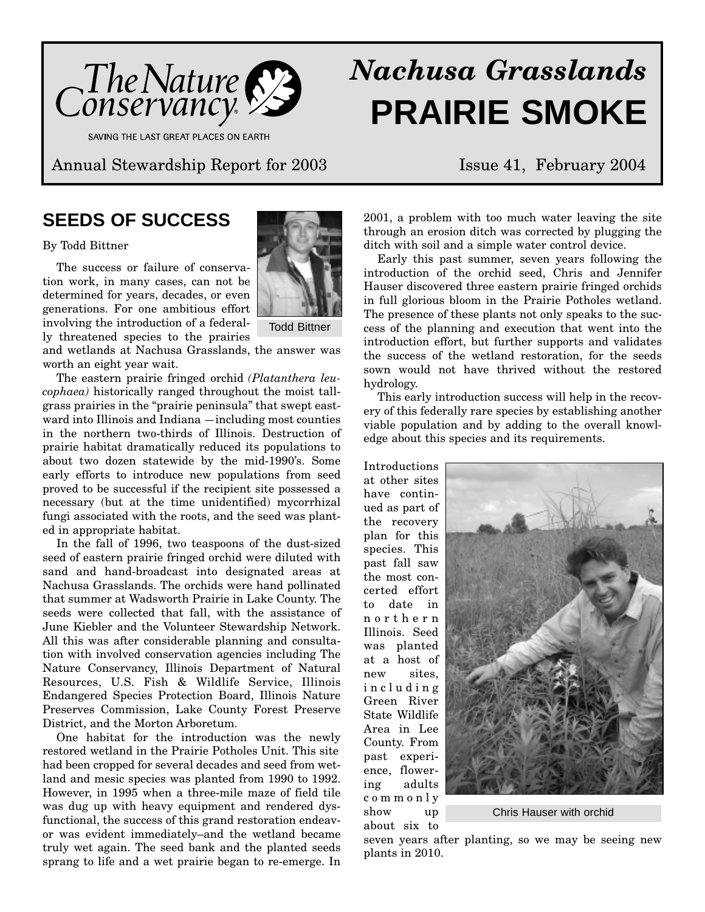The Nature Conservancy

SAVING THE LAST GREAT PLACES ON EARTH

# *Nachusa Grasslands* PRAIRIE SMOKE

Annual Stewardship Report for 2003

Issue 41, February 2004

## SEEDS OF SUCCESS

By Todd Bittner

Todd Bittner

The success or failure of conservation work, in many cases, can not be determined for years, decades, or even generations. For one ambitious effort involving the introduction of a federally threatened species to the prairies and wetlands at Nachusa Grasslands, the answer was worth an eight year wait.

The eastern prairie fringed orchid *(Platanthera leucophaea)* historically ranged throughout the moist tallgrass prairies in the "prairie peninsula" that swept eastward into Illinois and Indiana —including most counties in the northern two-thirds of Illinois. Destruction of prairie habitat dramatically reduced its populations to about two dozen statewide by the mid-1990's. Some early efforts to introduce new populations from seed proved to be successful if the recipient site possessed a necessary (but at the time unidentified) mycorrhizal fungi associated with the roots, and the seed was planted in appropriate habitat.

In the fall of 1996, two teaspoons of the dust-sized seed of eastern prairie fringed orchid were diluted with sand and hand-broadcast into designated areas at Nachusa Grasslands. The orchids were hand pollinated that summer at Wadsworth Prairie in Lake County. The seeds were collected that fall, with the assistance of June Kiebler and the Volunteer Stewardship Network. All this was after considerable planning and consultation with involved conservation agencies including The Nature Conservancy, Illinois Department of Natural Resources, U.S. Fish & Wildlife Service, Illinois Endangered Species Protection Board, Illinois Nature Preserves Commission, Lake County Forest Preserve District, and the Morton Arboretum.

One habitat for the introduction was the newly restored wetland in the Prairie Potholes Unit. This site had been cropped for several decades and seed from wetland and mesic species was planted from 1990 to 1992. However, in 1995 when a three-mile maze of field tile was dug up with heavy equipment and rendered dysfunctional, the success of this grand restoration endeavor was evident immediately–and the wetland became truly wet again. The seed bank and the planted seeds sprang to life and a wet prairie began to re-emerge. In 2001, a problem with too much water leaving the site through an erosion ditch was corrected by plugging the ditch with soil and a simple water control device.

Early this past summer, seven years following the introduction of the orchid seed, Chris and Jennifer Hauser discovered three eastern prairie fringed orchids in full glorious bloom in the Prairie Potholes wetland. The presence of these plants not only speaks to the success of the planning and execution that went into the introduction effort, but further supports and validates the success of the wetland restoration, for the seeds sown would not have thrived without the restored hydrology.

This early introduction success will help in the recovery of this federally rare species by establishing another viable population and by adding to the overall knowledge about this species and its requirements.

Introductions at other sites have continued as part of the recovery plan for this species. This past fall saw the most concerted effort to date in northern Illinois. Seed was planted at a host of new sites, including Green River State Wildlife Area in Lee County. From past experience, flowering adults commonly show up about six to seven years after planting, so we may be seeing new plants in 2010.

Chris Hauser with orchid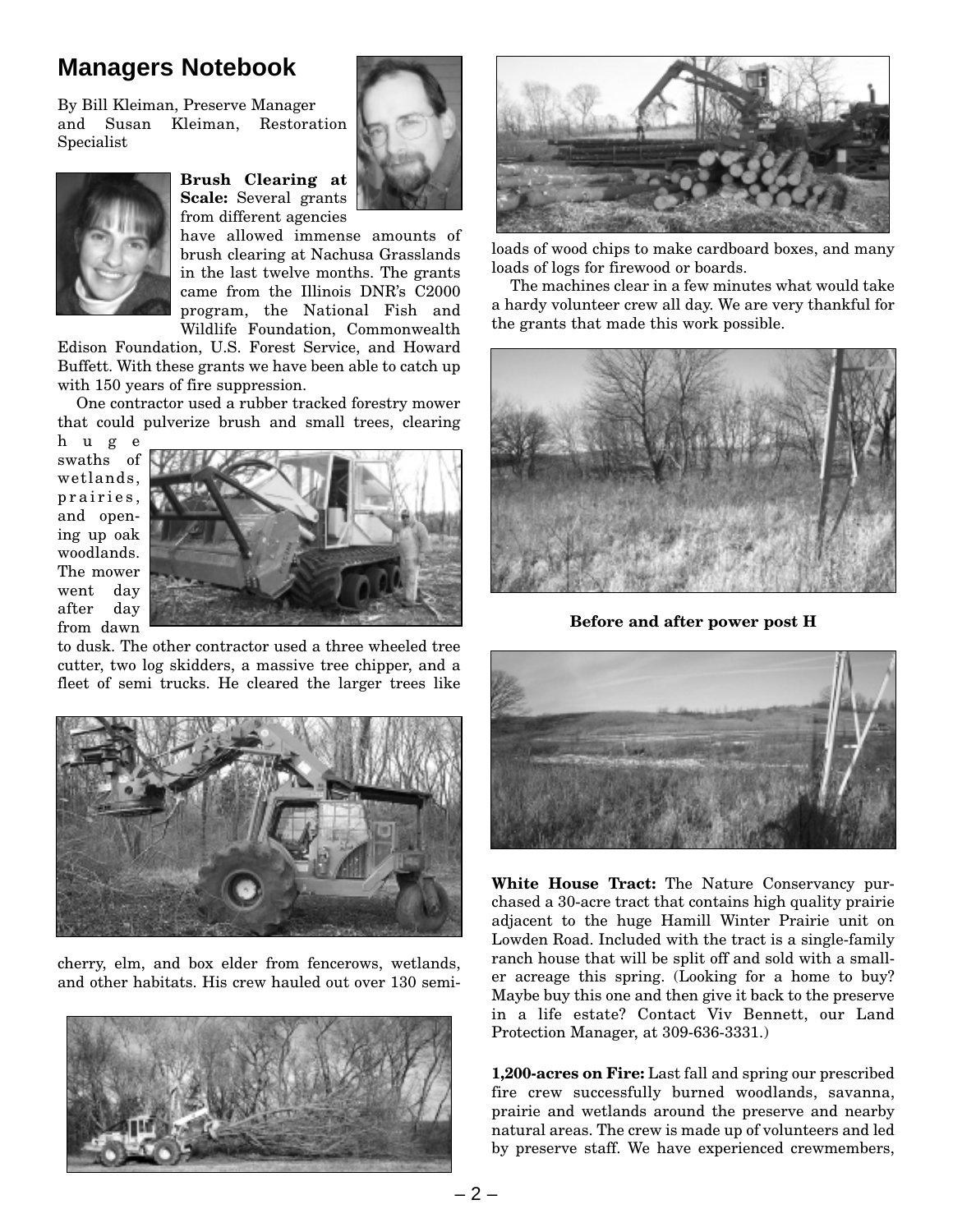## Managers Notebook

By Bill Kleiman, Preserve Manager and Susan Kleiman, Restoration Specialist

**Brush Clearing at Scale:** Several grants from different agencies have allowed immense amounts of brush clearing at Nachusa Grasslands in the last twelve months. The grants came from the Illinois DNR's C2000 program, the National Fish and Wildlife Foundation, Commonwealth Edison Foundation, U.S. Forest Service, and Howard Buffett. With these grants we have been able to catch up with 150 years of fire suppression.

One contractor used a rubber tracked forestry mower that could pulverize brush and small trees, clearing huge swaths of wetlands, prairies, and opening up oak woodlands. The mower went day after day from dawn to dusk. The other contractor used a three wheeled tree cutter, two log skidders, a massive tree chipper, and a fleet of semi trucks. He cleared the larger trees like cherry, elm, and box elder from fencerows, wetlands, and other habitats. His crew hauled out over 130 semi-loads of wood chips to make cardboard boxes, and many loads of logs for firewood or boards.

The machines clear in a few minutes what would take a hardy volunteer crew all day. We are very thankful for the grants that made this work possible.

**Before and after power post H**

**White House Tract:** The Nature Conservancy purchased a 30-acre tract that contains high quality prairie adjacent to the huge Hamill Winter Prairie unit on Lowden Road. Included with the tract is a single-family ranch house that will be split off and sold with a smaller acreage this spring. (Looking for a home to buy? Maybe buy this one and then give it back to the preserve in a life estate? Contact Viv Bennett, our Land Protection Manager, at 309-636-3331.)

**1,200-acres on Fire:** Last fall and spring our prescribed fire crew successfully burned woodlands, savanna, prairie and wetlands around the preserve and nearby natural areas. The crew is made up of volunteers and led by preserve staff. We have experienced crewmembers,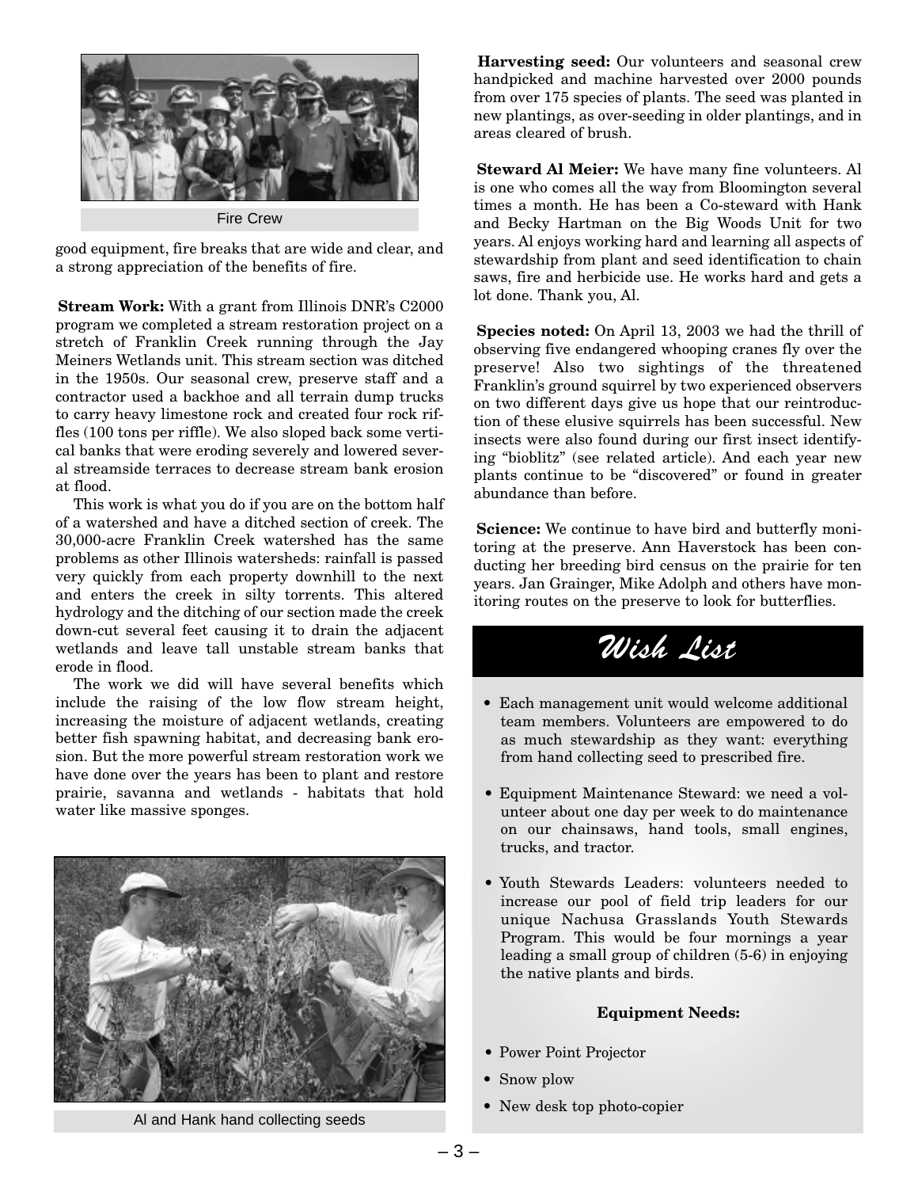Fire Crew

good equipment, fire breaks that are wide and clear, and a strong appreciation of the benefits of fire.

**Stream Work:** With a grant from Illinois DNR's C2000 program we completed a stream restoration project on a stretch of Franklin Creek running through the Jay Meiners Wetlands unit. This stream section was ditched in the 1950s. Our seasonal crew, preserve staff and a contractor used a backhoe and all terrain dump trucks to carry heavy limestone rock and created four rock riffles (100 tons per riffle). We also sloped back some vertical banks that were eroding severely and lowered several streamside terraces to decrease stream bank erosion at flood.

This work is what you do if you are on the bottom half of a watershed and have a ditched section of creek. The 30,000-acre Franklin Creek watershed has the same problems as other Illinois watersheds: rainfall is passed very quickly from each property downhill to the next and enters the creek in silty torrents. This altered hydrology and the ditching of our section made the creek down-cut several feet causing it to drain the adjacent wetlands and leave tall unstable stream banks that erode in flood.

The work we did will have several benefits which include the raising of the low flow stream height, increasing the moisture of adjacent wetlands, creating better fish spawning habitat, and decreasing bank erosion. But the more powerful stream restoration work we have done over the years has been to plant and restore prairie, savanna and wetlands - habitats that hold water like massive sponges.

Al and Hank hand collecting seeds

**Harvesting seed:** Our volunteers and seasonal crew handpicked and machine harvested over 2000 pounds from over 175 species of plants. The seed was planted in new plantings, as over-seeding in older plantings, and in areas cleared of brush.

**Steward Al Meier:** We have many fine volunteers. Al is one who comes all the way from Bloomington several times a month. He has been a Co-steward with Hank and Becky Hartman on the Big Woods Unit for two years. Al enjoys working hard and learning all aspects of stewardship from plant and seed identification to chain saws, fire and herbicide use. He works hard and gets a lot done. Thank you, Al.

**Species noted:** On April 13, 2003 we had the thrill of observing five endangered whooping cranes fly over the preserve! Also two sightings of the threatened Franklin's ground squirrel by two experienced observers on two different days give us hope that our reintroduction of these elusive squirrels has been successful. New insects were also found during our first insect identifying "bioblitz" (see related article). And each year new plants continue to be "discovered" or found in greater abundance than before.

**Science:** We continue to have bird and butterfly monitoring at the preserve. Ann Haverstock has been conducting her breeding bird census on the prairie for ten years. Jan Grainger, Mike Adolph and others have monitoring routes on the preserve to look for butterflies.

## *Wish List*

- Each management unit would welcome additional team members. Volunteers are empowered to do as much stewardship as they want: everything from hand collecting seed to prescribed fire.
- Equipment Maintenance Steward: we need a volunteer about one day per week to do maintenance on our chainsaws, hand tools, small engines, trucks, and tractor.
- Youth Stewards Leaders: volunteers needed to increase our pool of field trip leaders for our unique Nachusa Grasslands Youth Stewards Program. This would be four mornings a year leading a small group of children (5-6) in enjoying the native plants and birds.

**Equipment Needs:**

- Power Point Projector
- Snow plow
- New desk top photo-copier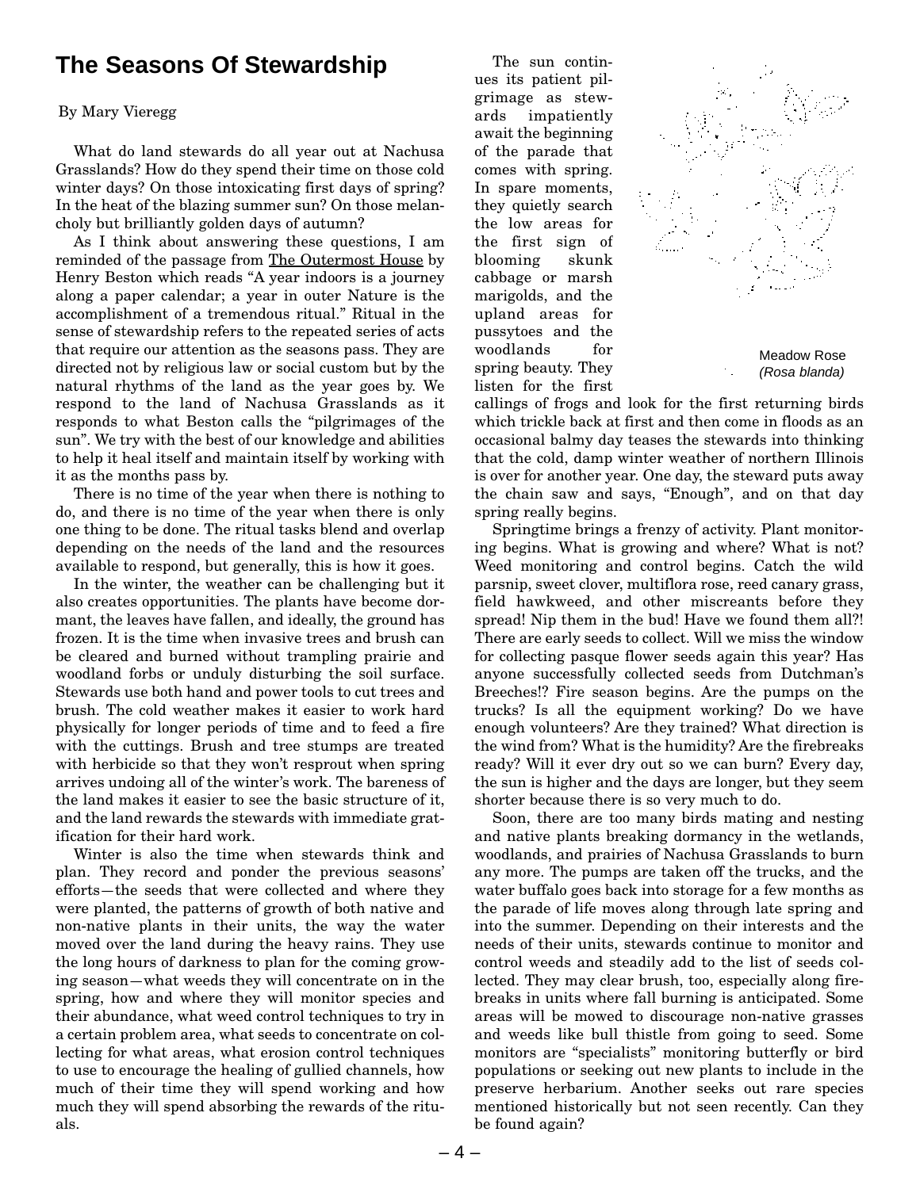# The Seasons Of Stewardship

By Mary Vieregg

What do land stewards do all year out at Nachusa Grasslands? How do they spend their time on those cold winter days? On those intoxicating first days of spring? In the heat of the blazing summer sun? On those melancholy but brilliantly golden days of autumn?

As I think about answering these questions, I am reminded of the passage from The Outermost House by Henry Beston which reads "A year indoors is a journey along a paper calendar; a year in outer Nature is the accomplishment of a tremendous ritual." Ritual in the sense of stewardship refers to the repeated series of acts that require our attention as the seasons pass. They are directed not by religious law or social custom but by the natural rhythms of the land as the year goes by. We respond to the land of Nachusa Grasslands as it responds to what Beston calls the "pilgrimages of the sun". We try with the best of our knowledge and abilities to help it heal itself and maintain itself by working with it as the months pass by.

There is no time of the year when there is nothing to do, and there is no time of the year when there is only one thing to be done. The ritual tasks blend and overlap depending on the needs of the land and the resources available to respond, but generally, this is how it goes.

In the winter, the weather can be challenging but it also creates opportunities. The plants have become dormant, the leaves have fallen, and ideally, the ground has frozen. It is the time when invasive trees and brush can be cleared and burned without trampling prairie and woodland forbs or unduly disturbing the soil surface. Stewards use both hand and power tools to cut trees and brush. The cold weather makes it easier to work hard physically for longer periods of time and to feed a fire with the cuttings. Brush and tree stumps are treated with herbicide so that they won't resprout when spring arrives undoing all of the winter's work. The bareness of the land makes it easier to see the basic structure of it, and the land rewards the stewards with immediate gratification for their hard work.

Winter is also the time when stewards think and plan. They record and ponder the previous seasons' efforts—the seeds that were collected and where they were planted, the patterns of growth of both native and non-native plants in their units, the way the water moved over the land during the heavy rains. They use the long hours of darkness to plan for the coming growing season—what weeds they will concentrate on in the spring, how and where they will monitor species and their abundance, what weed control techniques to try in a certain problem area, what seeds to concentrate on collecting for what areas, what erosion control techniques to use to encourage the healing of gullied channels, how much of their time they will spend working and how much they will spend absorbing the rewards of the rituals.

The sun continues its patient pilgrimage as stewards impatiently await the beginning of the parade that comes with spring. In spare moments, they quietly search the low areas for the first sign of blooming skunk cabbage or marsh marigolds, and the upland areas for pussytoes and the woodlands for spring beauty. They listen for the first callings of frogs and look for the first returning birds which trickle back at first and then come in floods as an occasional balmy day teases the stewards into thinking that the cold, damp winter weather of northern Illinois is over for another year. One day, the steward puts away the chain saw and says, "Enough", and on that day spring really begins.

Meadow Rose
*(Rosa blanda)*

Springtime brings a frenzy of activity. Plant monitoring begins. What is growing and where? What is not? Weed monitoring and control begins. Catch the wild parsnip, sweet clover, multiflora rose, reed canary grass, field hawkweed, and other miscreants before they spread! Nip them in the bud! Have we found them all?! There are early seeds to collect. Will we miss the window for collecting pasque flower seeds again this year? Has anyone successfully collected seeds from Dutchman's Breeches!? Fire season begins. Are the pumps on the trucks? Is all the equipment working? Do we have enough volunteers? Are they trained? What direction is the wind from? What is the humidity? Are the firebreaks ready? Will it ever dry out so we can burn? Every day, the sun is higher and the days are longer, but they seem shorter because there is so very much to do.

Soon, there are too many birds mating and nesting and native plants breaking dormancy in the wetlands, woodlands, and prairies of Nachusa Grasslands to burn any more. The pumps are taken off the trucks, and the water buffalo goes back into storage for a few months as the parade of life moves along through late spring and into the summer. Depending on their interests and the needs of their units, stewards continue to monitor and control weeds and steadily add to the list of seeds collected. They may clear brush, too, especially along firebreaks in units where fall burning is anticipated. Some areas will be mowed to discourage non-native grasses and weeds like bull thistle from going to seed. Some monitors are "specialists" monitoring butterfly or bird populations or seeking out new plants to include in the preserve herbarium. Another seeks out rare species mentioned historically but not seen recently. Can they be found again?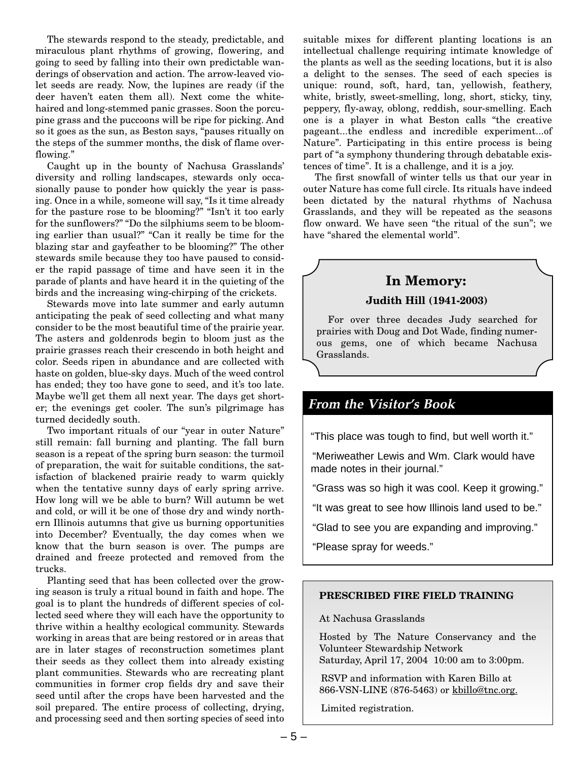The stewards respond to the steady, predictable, and miraculous plant rhythms of growing, flowering, and going to seed by falling into their own predictable wanderings of observation and action. The arrow-leaved violet seeds are ready. Now, the lupines are ready (if the deer haven't eaten them all). Next come the white-haired and long-stemmed panic grasses. Soon the porcupine grass and the puccoons will be ripe for picking. And so it goes as the sun, as Beston says, "pauses ritually on the steps of the summer months, the disk of flame overflowing."

Caught up in the bounty of Nachusa Grasslands' diversity and rolling landscapes, stewards only occasionally pause to ponder how quickly the year is passing. Once in a while, someone will say, "Is it time already for the pasture rose to be blooming?" "Isn't it too early for the sunflowers?" "Do the silphiums seem to be blooming earlier than usual?" "Can it really be time for the blazing star and gayfeather to be blooming?" The other stewards smile because they too have paused to consider the rapid passage of time and have seen it in the parade of plants and have heard it in the quieting of the birds and the increasing wing-chirping of the crickets.

Stewards move into late summer and early autumn anticipating the peak of seed collecting and what many consider to be the most beautiful time of the prairie year. The asters and goldenrods begin to bloom just as the prairie grasses reach their crescendo in both height and color. Seeds ripen in abundance and are collected with haste on golden, blue-sky days. Much of the weed control has ended; they too have gone to seed, and it's too late. Maybe we'll get them all next year. The days get shorter; the evenings get cooler. The sun's pilgrimage has turned decidedly south.

Two important rituals of our "year in outer Nature" still remain: fall burning and planting. The fall burn season is a repeat of the spring burn season: the turmoil of preparation, the wait for suitable conditions, the satisfaction of blackened prairie ready to warm quickly when the tentative sunny days of early spring arrive. How long will we be able to burn? Will autumn be wet and cold, or will it be one of those dry and windy northern Illinois autumns that give us burning opportunities into December? Eventually, the day comes when we know that the burn season is over. The pumps are drained and freeze protected and removed from the trucks.

Planting seed that has been collected over the growing season is truly a ritual bound in faith and hope. The goal is to plant the hundreds of different species of collected seed where they will each have the opportunity to thrive within a healthy ecological community. Stewards working in areas that are being restored or in areas that are in later stages of reconstruction sometimes plant their seeds as they collect them into already existing plant communities. Stewards who are recreating plant communities in former crop fields dry and save their seed until after the crops have been harvested and the soil prepared. The entire process of collecting, drying, and processing seed and then sorting species of seed into suitable mixes for different planting locations is an intellectual challenge requiring intimate knowledge of the plants as well as the seeding locations, but it is also a delight to the senses. The seed of each species is unique: round, soft, hard, tan, yellowish, feathery, white, bristly, sweet-smelling, long, short, sticky, tiny, peppery, fly-away, oblong, reddish, sour-smelling. Each one is a player in what Beston calls "the creative pageant...the endless and incredible experiment...of Nature". Participating in this entire process is being part of "a symphony thundering through debatable existences of time". It is a challenge, and it is a joy.

The first snowfall of winter tells us that our year in outer Nature has come full circle. Its rituals have indeed been dictated by the natural rhythms of Nachusa Grasslands, and they will be repeated as the seasons flow onward. We have seen "the ritual of the sun"; we have "shared the elemental world".

## In Memory:

**Judith Hill (1941-2003)**

For over three decades Judy searched for prairies with Doug and Dot Wade, finding numerous gems, one of which became Nachusa Grasslands.

## *From the Visitor's Book*

"This place was tough to find, but well worth it."

"Meriweather Lewis and Wm. Clark would have made notes in their journal."

"Grass was so high it was cool. Keep it growing."

"It was great to see how Illinois land used to be."

"Glad to see you are expanding and improving."

"Please spray for weeds."

**PRESCRIBED FIRE FIELD TRAINING**

At Nachusa Grasslands

Hosted by The Nature Conservancy and the Volunteer Stewardship Network
Saturday, April 17, 2004 10:00 am to 3:00pm.

RSVP and information with Karen Billo at 866-VSN-LINE (876-5463) or kbillo@tnc.org.

Limited registration.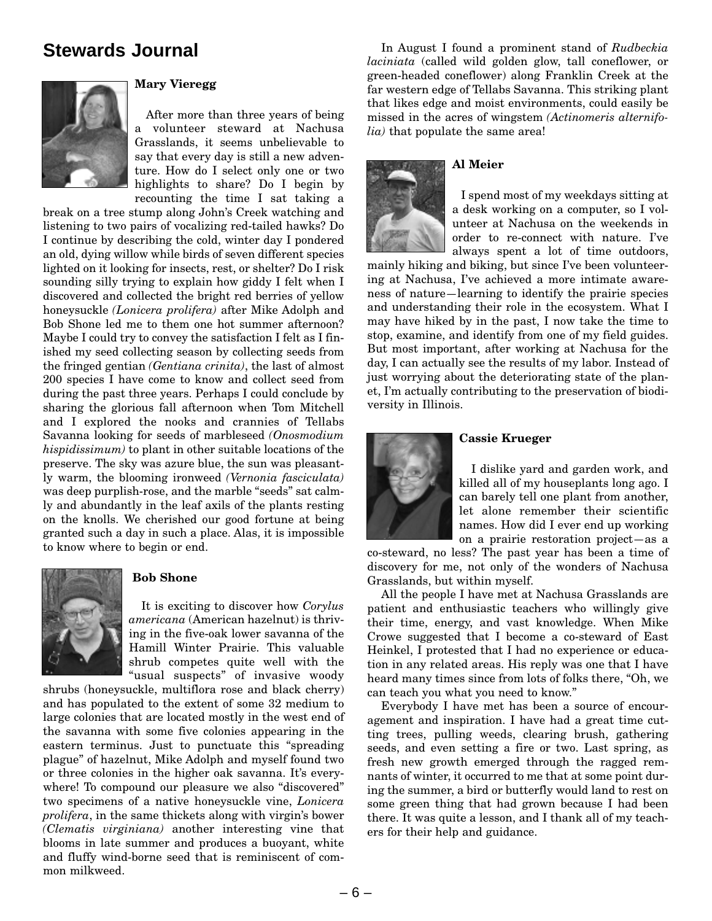# Stewards Journal

### Mary Vieregg

After more than three years of being a volunteer steward at Nachusa Grasslands, it seems unbelievable to say that every day is still a new adventure. How do I select only one or two highlights to share? Do I begin by recounting the time I sat taking a break on a tree stump along John's Creek watching and listening to two pairs of vocalizing red-tailed hawks? Do I continue by describing the cold, winter day I pondered an old, dying willow while birds of seven different species lighted on it looking for insects, rest, or shelter? Do I risk sounding silly trying to explain how giddy I felt when I discovered and collected the bright red berries of yellow honeysuckle *(Lonicera prolifera)* after Mike Adolph and Bob Shone led me to them one hot summer afternoon? Maybe I could try to convey the satisfaction I felt as I finished my seed collecting season by collecting seeds from the fringed gentian *(Gentiana crinita)*, the last of almost 200 species I have come to know and collect seed from during the past three years. Perhaps I could conclude by sharing the glorious fall afternoon when Tom Mitchell and I explored the nooks and crannies of Tellabs Savanna looking for seeds of marbleseed *(Onosmodium hispidissimum)* to plant in other suitable locations of the preserve. The sky was azure blue, the sun was pleasantly warm, the blooming ironweed *(Vernonia fasciculata)* was deep purplish-rose, and the marble "seeds" sat calmly and abundantly in the leaf axils of the plants resting on the knolls. We cherished our good fortune at being granted such a day in such a place. Alas, it is impossible to know where to begin or end.

### Bob Shone

It is exciting to discover how *Corylus americana* (American hazelnut) is thriving in the five-oak lower savanna of the Hamill Winter Prairie. This valuable shrub competes quite well with the "usual suspects" of invasive woody shrubs (honeysuckle, multiflora rose and black cherry) and has populated to the extent of some 32 medium to large colonies that are located mostly in the west end of the savanna with some five colonies appearing in the eastern terminus. Just to punctuate this "spreading plague" of hazelnut, Mike Adolph and myself found two or three colonies in the higher oak savanna. It's everywhere! To compound our pleasure we also "discovered" two specimens of a native honeysuckle vine, *Lonicera prolifera*, in the same thickets along with virgin's bower *(Clematis virginiana)* another interesting vine that blooms in late summer and produces a buoyant, white and fluffy wind-borne seed that is reminiscent of common milkweed.

In August I found a prominent stand of *Rudbeckia laciniata* (called wild golden glow, tall coneflower, or green-headed coneflower) along Franklin Creek at the far western edge of Tellabs Savanna. This striking plant that likes edge and moist environments, could easily be missed in the acres of wingstem *(Actinomeris alternifolia)* that populate the same area!

### Al Meier

I spend most of my weekdays sitting at a desk working on a computer, so I volunteer at Nachusa on the weekends in order to re-connect with nature. I've always spent a lot of time outdoors, mainly hiking and biking, but since I've been volunteering at Nachusa, I've achieved a more intimate awareness of nature—learning to identify the prairie species and understanding their role in the ecosystem. What I may have hiked by in the past, I now take the time to stop, examine, and identify from one of my field guides. But most important, after working at Nachusa for the day, I can actually see the results of my labor. Instead of just worrying about the deteriorating state of the planet, I'm actually contributing to the preservation of biodiversity in Illinois.

### Cassie Krueger

I dislike yard and garden work, and killed all of my houseplants long ago. I can barely tell one plant from another, let alone remember their scientific names. How did I ever end up working on a prairie restoration project—as a co-steward, no less? The past year has been a time of discovery for me, not only of the wonders of Nachusa Grasslands, but within myself.

All the people I have met at Nachusa Grasslands are patient and enthusiastic teachers who willingly give their time, energy, and vast knowledge. When Mike Crowe suggested that I become a co-steward of East Heinkel, I protested that I had no experience or education in any related areas. His reply was one that I have heard many times since from lots of folks there, "Oh, we can teach you what you need to know."

Everybody I have met has been a source of encouragement and inspiration. I have had a great time cutting trees, pulling weeds, clearing brush, gathering seeds, and even setting a fire or two. Last spring, as fresh new growth emerged through the ragged remnants of winter, it occurred to me that at some point during the summer, a bird or butterfly would land to rest on some green thing that had grown because I had been there. It was quite a lesson, and I thank all of my teachers for their help and guidance.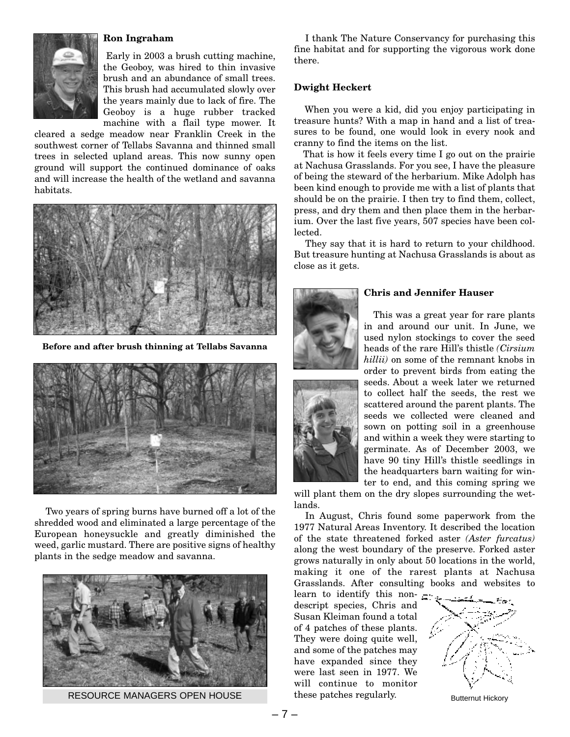### Ron Ingraham

Early in 2003 a brush cutting machine, the Geoboy, was hired to thin invasive brush and an abundance of small trees. This brush had accumulated slowly over the years mainly due to lack of fire. The Geoboy is a huge rubber tracked machine with a flail type mower. It cleared a sedge meadow near Franklin Creek in the southwest corner of Tellabs Savanna and thinned small trees in selected upland areas. This now sunny open ground will support the continued dominance of oaks and will increase the health of the wetland and savanna habitats.

**Before and after brush thinning at Tellabs Savanna**

Two years of spring burns have burned off a lot of the shredded wood and eliminated a large percentage of the European honeysuckle and greatly diminished the weed, garlic mustard. There are positive signs of healthy plants in the sedge meadow and savanna.

RESOURCE MANAGERS OPEN HOUSE

I thank The Nature Conservancy for purchasing this fine habitat and for supporting the vigorous work done there.

### Dwight Heckert

When you were a kid, did you enjoy participating in treasure hunts? With a map in hand and a list of treasures to be found, one would look in every nook and cranny to find the items on the list.

That is how it feels every time I go out on the prairie at Nachusa Grasslands. For you see, I have the pleasure of being the steward of the herbarium. Mike Adolph has been kind enough to provide me with a list of plants that should be on the prairie. I then try to find them, collect, press, and dry them and then place them in the herbarium. Over the last five years, 507 species have been collected.

They say that it is hard to return to your childhood. But treasure hunting at Nachusa Grasslands is about as close as it gets.

### Chris and Jennifer Hauser

This was a great year for rare plants in and around our unit. In June, we used nylon stockings to cover the seed heads of the rare Hill's thistle *(Cirsium hillii)* on some of the remnant knobs in order to prevent birds from eating the seeds. About a week later we returned to collect half the seeds, the rest we scattered around the parent plants. The seeds we collected were cleaned and sown on potting soil in a greenhouse and within a week they were starting to germinate. As of December 2003, we have 90 tiny Hill's thistle seedlings in the headquarters barn waiting for winter to end, and this coming spring we will plant them on the dry slopes surrounding the wetlands.

In August, Chris found some paperwork from the 1977 Natural Areas Inventory. It described the location of the state threatened forked aster *(Aster furcatus)* along the west boundary of the preserve. Forked aster grows naturally in only about 50 locations in the world, making it one of the rarest plants at Nachusa Grasslands. After consulting books and websites to learn to identify this nondescript species, Chris and Susan Kleiman found a total of 4 patches of these plants. They were doing quite well, and some of the patches may have expanded since they were last seen in 1977. We will continue to monitor these patches regularly.

Butternut Hickory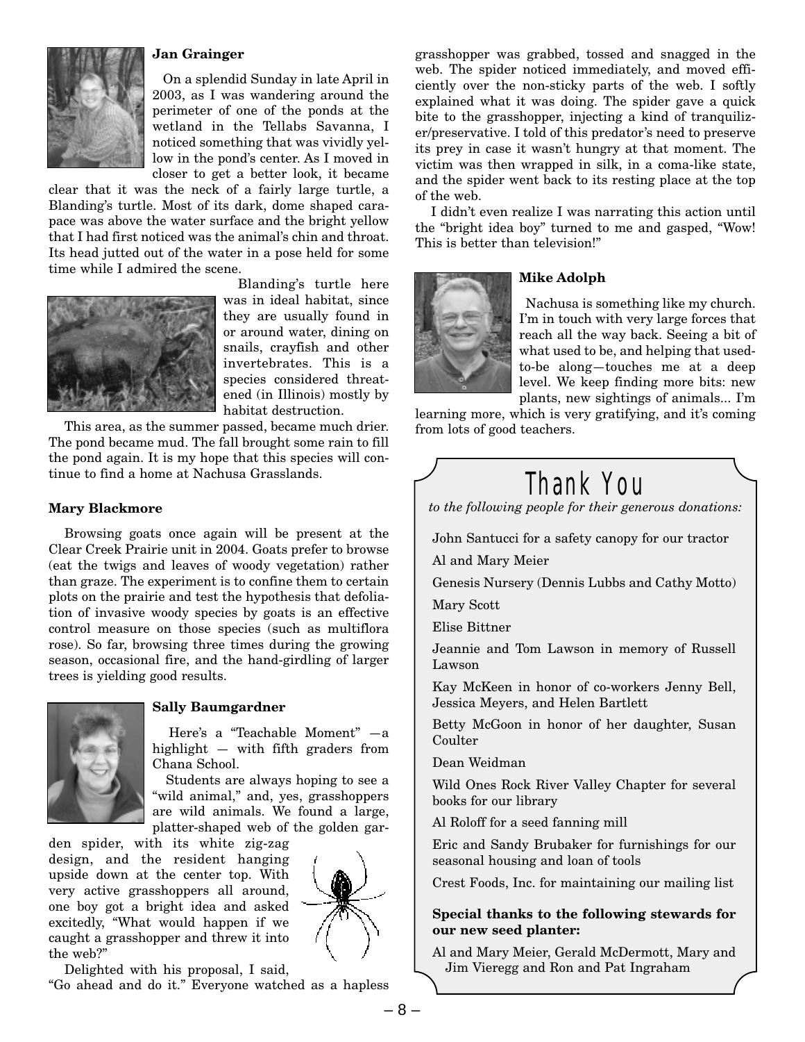**Jan Grainger**

On a splendid Sunday in late April in 2003, as I was wandering around the perimeter of one of the ponds at the wetland in the Tellabs Savanna, I noticed something that was vividly yellow in the pond's center. As I moved in closer to get a better look, it became clear that it was the neck of a fairly large turtle, a Blanding's turtle. Most of its dark, dome shaped carapace was above the water surface and the bright yellow that I had first noticed was the animal's chin and throat. Its head jutted out of the water in a pose held for some time while I admired the scene.

Blanding's turtle here was in ideal habitat, since they are usually found in or around water, dining on snails, crayfish and other invertebrates. This is a species considered threatened (in Illinois) mostly by habitat destruction.

This area, as the summer passed, became much drier. The pond became mud. The fall brought some rain to fill the pond again. It is my hope that this species will continue to find a home at Nachusa Grasslands.

**Mary Blackmore**

Browsing goats once again will be present at the Clear Creek Prairie unit in 2004. Goats prefer to browse (eat the twigs and leaves of woody vegetation) rather than graze. The experiment is to confine them to certain plots on the prairie and test the hypothesis that defoliation of invasive woody species by goats is an effective control measure on those species (such as multiflora rose). So far, browsing three times during the growing season, occasional fire, and the hand-girdling of larger trees is yielding good results.

**Sally Baumgardner**

Here's a "Teachable Moment" —a highlight — with fifth graders from Chana School.

Students are always hoping to see a "wild animal," and, yes, grasshoppers are wild animals. We found a large, platter-shaped web of the golden garden spider, with its white zig-zag design, and the resident hanging upside down at the center top. With very active grasshoppers all around, one boy got a bright idea and asked excitedly, "What would happen if we caught a grasshopper and threw it into the web?"

Delighted with his proposal, I said, "Go ahead and do it." Everyone watched as a hapless grasshopper was grabbed, tossed and snagged in the web. The spider noticed immediately, and moved efficiently over the non-sticky parts of the web. I softly explained what it was doing. The spider gave a quick bite to the grasshopper, injecting a kind of tranquilizer/preservative. I told of this predator's need to preserve its prey in case it wasn't hungry at that moment. The victim was then wrapped in silk, in a coma-like state, and the spider went back to its resting place at the top of the web.

I didn't even realize I was narrating this action until the "bright idea boy" turned to me and gasped, "Wow! This is better than television!"

**Mike Adolph**

Nachusa is something like my church. I'm in touch with very large forces that reach all the way back. Seeing a bit of what used to be, and helping that used-to-be along—touches me at a deep level. We keep finding more bits: new plants, new sightings of animals... I'm learning more, which is very gratifying, and it's coming from lots of good teachers.

# Thank You

*to the following people for their generous donations:*

John Santucci for a safety canopy for our tractor

Al and Mary Meier

Genesis Nursery (Dennis Lubbs and Cathy Motto)

Mary Scott

Elise Bittner

Jeannie and Tom Lawson in memory of Russell Lawson

Kay McKeen in honor of co-workers Jenny Bell, Jessica Meyers, and Helen Bartlett

Betty McGoon in honor of her daughter, Susan Coulter

Dean Weidman

Wild Ones Rock River Valley Chapter for several books for our library

Al Roloff for a seed fanning mill

Eric and Sandy Brubaker for furnishings for our seasonal housing and loan of tools

Crest Foods, Inc. for maintaining our mailing list

**Special thanks to the following stewards for our new seed planter:**

Al and Mary Meier, Gerald McDermott, Mary and Jim Vieregg and Ron and Pat Ingraham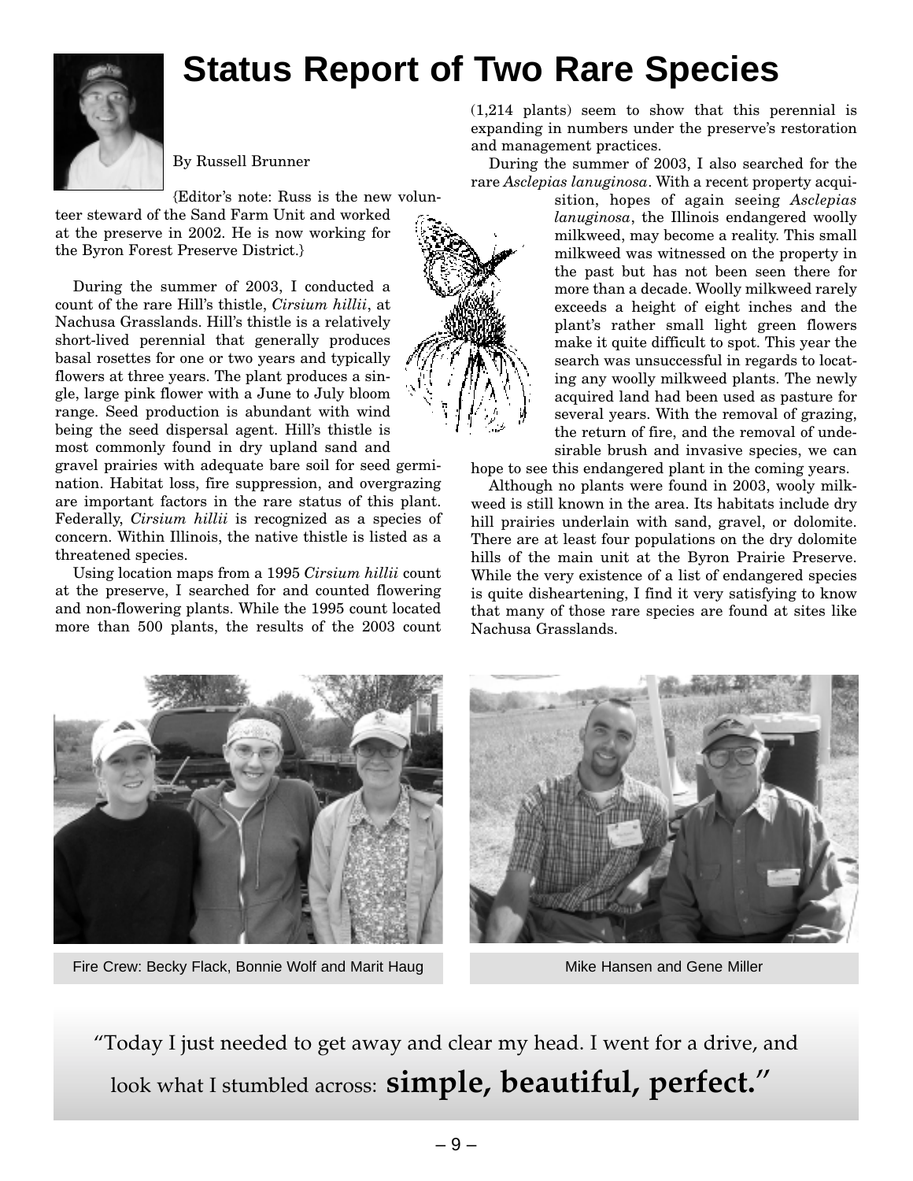# Status Report of Two Rare Species

By Russell Brunner

{Editor's note: Russ is the new volunteer steward of the Sand Farm Unit and worked at the preserve in 2002. He is now working for the Byron Forest Preserve District.}

During the summer of 2003, I conducted a count of the rare Hill's thistle, *Cirsium hillii*, at Nachusa Grasslands. Hill's thistle is a relatively short-lived perennial that generally produces basal rosettes for one or two years and typically flowers at three years. The plant produces a single, large pink flower with a June to July bloom range. Seed production is abundant with wind being the seed dispersal agent. Hill's thistle is most commonly found in dry upland sand and gravel prairies with adequate bare soil for seed germination. Habitat loss, fire suppression, and overgrazing are important factors in the rare status of this plant. Federally, *Cirsium hillii* is recognized as a species of concern. Within Illinois, the native thistle is listed as a threatened species.

Using location maps from a 1995 *Cirsium hillii* count at the preserve, I searched for and counted flowering and non-flowering plants. While the 1995 count located more than 500 plants, the results of the 2003 count (1,214 plants) seem to show that this perennial is expanding in numbers under the preserve's restoration and management practices.

During the summer of 2003, I also searched for the rare *Asclepias lanuginosa*. With a recent property acquisition, hopes of again seeing *Asclepias lanuginosa*, the Illinois endangered woolly milkweed, may become a reality. This small milkweed was witnessed on the property in the past but has not been seen there for more than a decade. Woolly milkweed rarely exceeds a height of eight inches and the plant's rather small light green flowers make it quite difficult to spot. This year the search was unsuccessful in regards to locating any woolly milkweed plants. The newly acquired land had been used as pasture for several years. With the removal of grazing, the return of fire, and the removal of undesirable brush and invasive species, we can hope to see this endangered plant in the coming years.

Although no plants were found in 2003, wooly milkweed is still known in the area. Its habitats include dry hill prairies underlain with sand, gravel, or dolomite. There are at least four populations on the dry dolomite hills of the main unit at the Byron Prairie Preserve. While the very existence of a list of endangered species is quite disheartening, I find it very satisfying to know that many of those rare species are found at sites like Nachusa Grasslands.

Fire Crew: Becky Flack, Bonnie Wolf and Marit Haug

Mike Hansen and Gene Miller

"Today I just needed to get away and clear my head. I went for a drive, and look what I stumbled across: **simple, beautiful, perfect.**"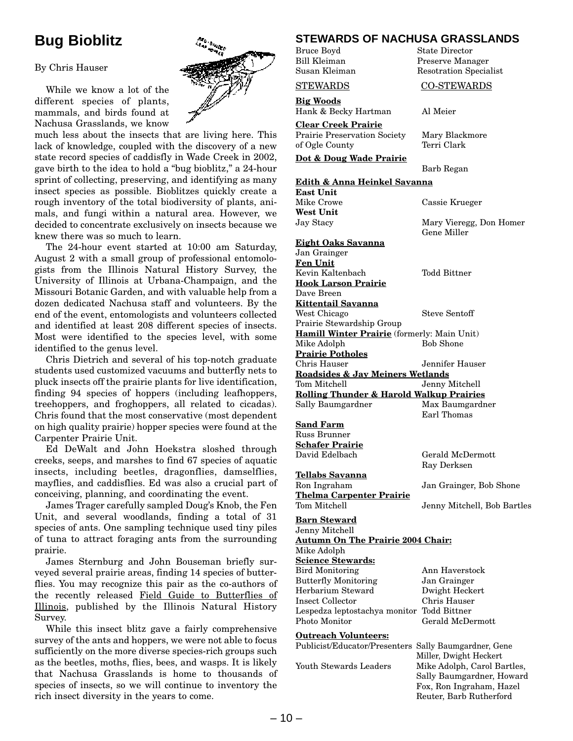## Bug Bioblitz

By Chris Hauser

While we know a lot of the different species of plants, mammals, and birds found at Nachusa Grasslands, we know much less about the insects that are living here. This lack of knowledge, coupled with the discovery of a new state record species of caddisfly in Wade Creek in 2002, gave birth to the idea to hold a "bug bioblitz," a 24-hour sprint of collecting, preserving, and identifying as many insect species as possible. Bioblitzes quickly create a rough inventory of the total biodiversity of plants, animals, and fungi within a natural area. However, we decided to concentrate exclusively on insects because we knew there was so much to learn.

The 24-hour event started at 10:00 am Saturday, August 2 with a small group of professional entomologists from the Illinois Natural History Survey, the University of Illinois at Urbana-Champaign, and the Missouri Botanic Garden, and with valuable help from a dozen dedicated Nachusa staff and volunteers. By the end of the event, entomologists and volunteers collected and identified at least 208 different species of insects. Most were identified to the species level, with some identified to the genus level.

Chris Dietrich and several of his top-notch graduate students used customized vacuums and butterfly nets to pluck insects off the prairie plants for live identification, finding 94 species of hoppers (including leafhoppers, treehoppers, and froghoppers, all related to cicadas). Chris found that the most conservative (most dependent on high quality prairie) hopper species were found at the Carpenter Prairie Unit.

Ed DeWalt and John Hoekstra sloshed through creeks, seeps, and marshes to find 67 species of aquatic insects, including beetles, dragonflies, damselflies, mayflies, and caddisflies. Ed was also a crucial part of conceiving, planning, and coordinating the event.

James Trager carefully sampled Doug's Knob, the Fen Unit, and several woodlands, finding a total of 31 species of ants. One sampling technique used tiny piles of tuna to attract foraging ants from the surrounding prairie.

James Sternburg and John Bouseman briefly surveyed several prairie areas, finding 14 species of butterflies. You may recognize this pair as the co-authors of the recently released Field Guide to Butterflies of Illinois, published by the Illinois Natural History Survey.

While this insect blitz gave a fairly comprehensive survey of the ants and hoppers, we were not able to focus sufficiently on the more diverse species-rich groups such as the beetles, moths, flies, bees, and wasps. It is likely that Nachusa Grasslands is home to thousands of species of insects, so we will continue to inventory the rich insect diversity in the years to come.

## STEWARDS OF NACHUSA GRASSLANDS

Bruce Boyd — State Director
Bill Kleiman — Preserve Manager
Susan Kleiman — Resotration Specialist

| STEWARDS | CO-STEWARDS |
|---|---|
| **Big Woods** | |
| Hank & Becky Hartman | Al Meier |
| **Clear Creek Prairie** | |
| Prairie Preservation Society of Ogle County | Mary Blackmore, Terri Clark |
| **Dot & Doug Wade Prairie** | |
| | Barb Regan |
| **Edith & Anna Heinkel Savanna** | |
| **East Unit** | |
| Mike Crowe | Cassie Krueger |
| **West Unit** | |
| Jay Stacy | Mary Vieregg, Don Homer, Gene Miller |
| **Eight Oaks Savanna** | |
| Jan Grainger | |
| **Fen Unit** | |
| Kevin Kaltenbach | Todd Bittner |
| **Hook Larson Prairie** | |
| Dave Breen | |
| **Kittentail Savanna** | |
| West Chicago Prairie Stewardship Group | Steve Sentoff |
| **Hamill Winter Prairie** (formerly: Main Unit) | |
| Mike Adolph | Bob Shone |
| **Prairie Potholes** | |
| Chris Hauser | Jennifer Hauser |
| **Roadsides & Jay Meiners Wetlands** | |
| Tom Mitchell | Jenny Mitchell |
| **Rolling Thunder & Harold Walkup Prairies** | |
| Sally Baumgardner | Max Baumgardner, Earl Thomas |
| **Sand Farm** | |
| Russ Brunner | |
| **Schafer Prairie** | |
| David Edelbach | Gerald McDermott, Ray Derksen |
| **Tellabs Savanna** | |
| Ron Ingraham | Jan Grainger, Bob Shone |
| **Thelma Carpenter Prairie** | |
| Tom Mitchell | Jenny Mitchell, Bob Bartles |

**Barn Steward**
Jenny Mitchell

**Autumn On The Prairie 2004 Chair:**
Mike Adolph

**Science Stewards:**

| | |
|---|---|
| Bird Monitoring | Ann Haverstock |
| Butterfly Monitoring | Jan Grainger |
| Herbarium Steward | Dwight Heckert |
| Insect Collector | Chris Hauser |
| Lespedza leptostachya monitor | Todd Bittner |
| Photo Monitor | Gerald McDermott |

**Outreach Volunteers:**

| | |
|---|---|
| Publicist/Educator/Presenters | Sally Baumgardner, Gene Miller, Dwight Heckert |
| Youth Stewards Leaders | Mike Adolph, Carol Bartles, Sally Baumgardner, Howard Fox, Ron Ingraham, Hazel Reuter, Barb Rutherford |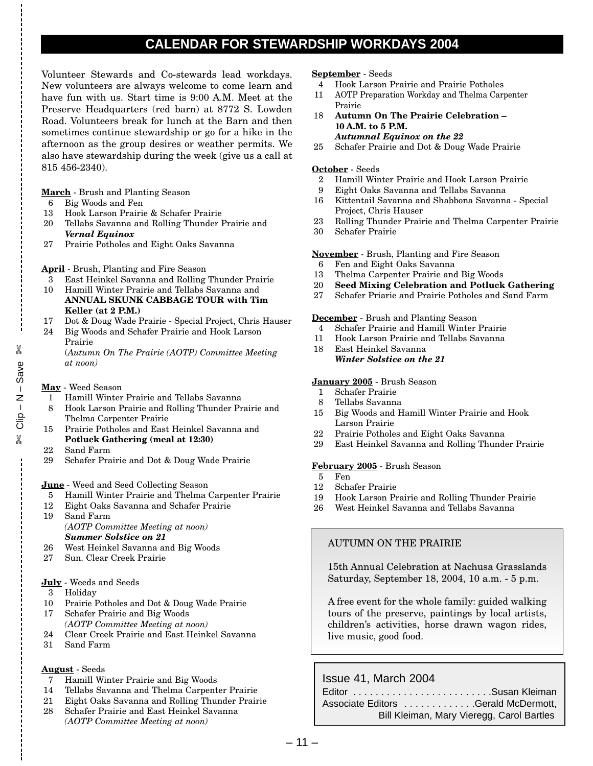# CALENDAR FOR STEWARDSHIP WORKDAYS 2004

Volunteer Stewards and Co-stewards lead workdays. New volunteers are always welcome to come learn and have fun with us. Start time is 9:00 A.M. Meet at the Preserve Headquarters (red barn) at 8772 S. Lowden Road. Volunteers break for lunch at the Barn and then sometimes continue stewardship or go for a hike in the afternoon as the group desires or weather permits. We also have stewardship during the week (give us a call at 815 456-2340).

**March** - Brush and Planting Season

- 6 Big Woods and Fen
- 13 Hook Larson Prairie & Schafer Prairie
- 20 Tellabs Savanna and Rolling Thunder Prairie and ***Vernal Equinox***
- 27 Prairie Potholes and Eight Oaks Savanna

**April** - Brush, Planting and Fire Season

- 3 East Heinkel Savanna and Rolling Thunder Prairie
- 10 Hamill Winter Prairie and Tellabs Savanna and **ANNUAL SKUNK CABBAGE TOUR with Tim Keller (at 2 P.M.)**
- 17 Dot & Doug Wade Prairie - Special Project, Chris Hauser
- 24 Big Woods and Schafer Prairie and Hook Larson Prairie
  (*Autumn On The Prairie (AOTP) Committee Meeting at noon)*

**May** - Weed Season

- 1 Hamill Winter Prairie and Tellabs Savanna
- 8 Hook Larson Prairie and Rolling Thunder Prairie and Thelma Carpenter Prairie
- 15 Prairie Potholes and East Heinkel Savanna and **Potluck Gathering (meal at 12:30)**
- 22 Sand Farm
- 29 Schafer Prairie and Dot & Doug Wade Prairie

**June** - Weed and Seed Collecting Season

- 5 Hamill Winter Prairie and Thelma Carpenter Prairie
- 12 Eight Oaks Savanna and Schafer Prairie
- 19 Sand Farm
  *(AOTP Committee Meeting at noon)*
  ***Summer Solstice on 21***
- 26 West Heinkel Savanna and Big Woods
- 27 Sun. Clear Creek Prairie

**July** - Weeds and Seeds

- 3 Holiday
- 10 Prairie Potholes and Dot & Doug Wade Prairie
- 17 Schafer Prairie and Big Woods
  *(AOTP Committee Meeting at noon)*
- 24 Clear Creek Prairie and East Heinkel Savanna
- 31 Sand Farm

**August** - Seeds

- 7 Hamill Winter Prairie and Big Woods
- 14 Tellabs Savanna and Thelma Carpenter Prairie
- 21 Eight Oaks Savanna and Rolling Thunder Prairie
- 28 Schafer Prairie and East Heinkel Savanna
  *(AOTP Committee Meeting at noon)*

**September** - Seeds

- 4 Hook Larson Prairie and Prairie Potholes
- 11 AOTP Preparation Workday and Thelma Carpenter Prairie
- 18 **Autumn On The Prairie Celebration – 10 A.M. to 5 P.M.**
  ***Autumnal Equinox on the 22***
- 25 Schafer Prairie and Dot & Doug Wade Prairie

**October** - Seeds

- 2 Hamill Winter Prairie and Hook Larson Prairie
- 9 Eight Oaks Savanna and Tellabs Savanna
- 16 Kittentail Savanna and Shabbona Savanna - Special Project, Chris Hauser
- 23 Rolling Thunder Prairie and Thelma Carpenter Prairie
- 30 Schafer Prairie

**November** - Brush, Planting and Fire Season

- 6 Fen and Eight Oaks Savanna
- 13 Thelma Carpenter Prairie and Big Woods
- 20 **Seed Mixing Celebration and Potluck Gathering**
- 27 Schafer Priarie and Prairie Potholes and Sand Farm

**December** - Brush and Planting Season

- 4 Schafer Prairie and Hamill Winter Prairie
- 11 Hook Larson Prairie and Tellabs Savanna
- 18 East Heinkel Savanna
  ***Winter Solstice on the 21***

**January 2005** - Brush Season

- 1 Schafer Prairie
- 8 Tellabs Savanna
- 15 Big Woods and Hamill Winter Prairie and Hook Larson Prairie
- 22 Prairie Potholes and Eight Oaks Savanna
- 29 East Heinkel Savanna and Rolling Thunder Prairie

**February 2005** - Brush Season

- 5 Fen
- 12 Schafer Prairie
- 19 Hook Larson Prairie and Rolling Thunder Prairie
- 26 West Heinkel Savanna and Tellabs Savanna

AUTUMN ON THE PRAIRIE

15th Annual Celebration at Nachusa Grasslands
Saturday, September 18, 2004, 10 a.m. - 5 p.m.

A free event for the whole family: guided walking tours of the preserve, paintings by local artists, children's activities, horse drawn wagon rides, live music, good food.

Issue 41, March 2004

Editor . . . . . . . . . . . . . . . . . . . . . . . . .Susan Kleiman
Associate Editors . . . . . . . . . . . . .Gerald McDermott, Bill Kleiman, Mary Vieregg, Carol Bartles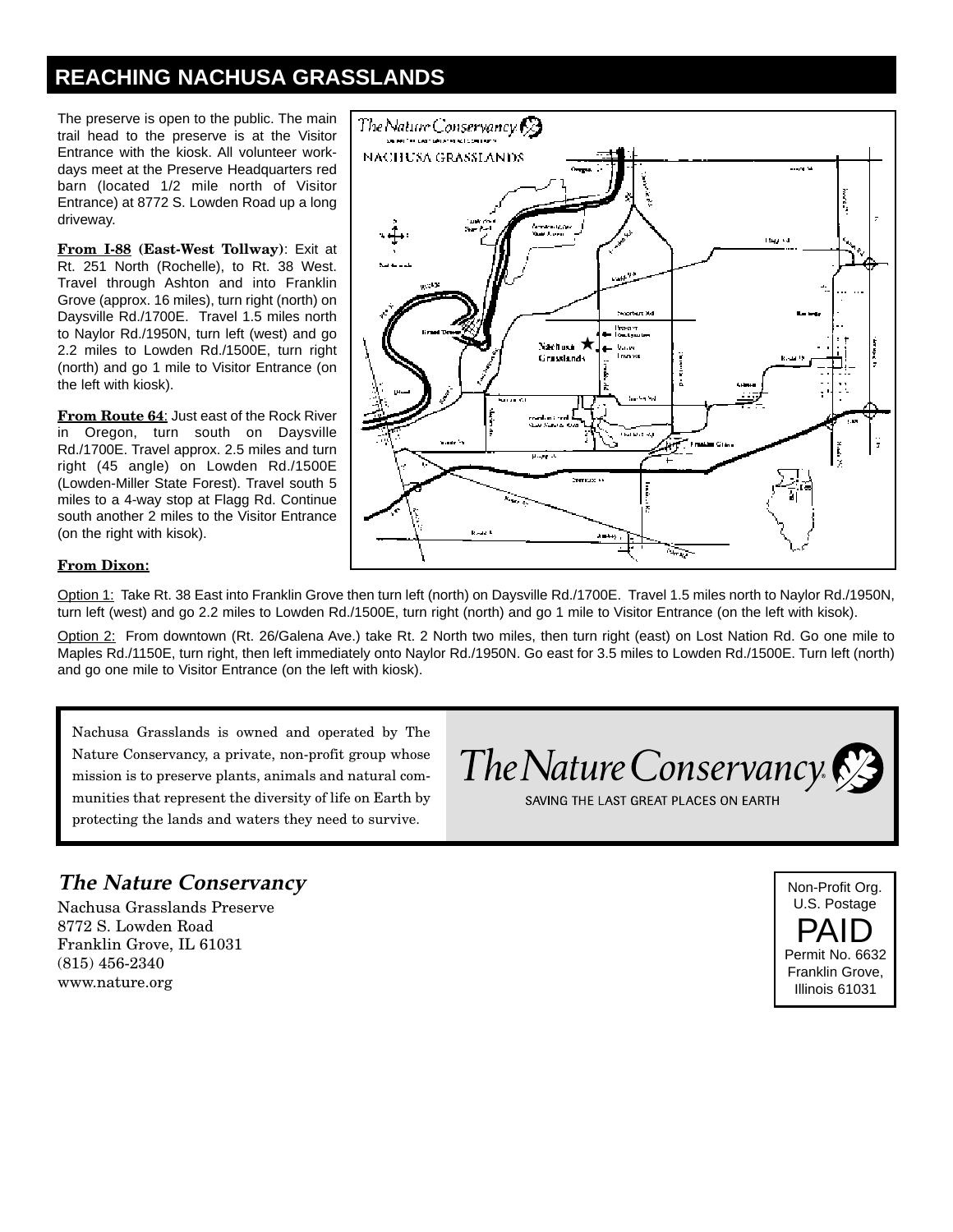## REACHING NACHUSA GRASSLANDS

The preserve is open to the public. The main trail head to the preserve is at the Visitor Entrance with the kiosk. All volunteer work-days meet at the Preserve Headquarters red barn (located 1/2 mile north of Visitor Entrance) at 8772 S. Lowden Road up a long driveway.

**From I-88 (East-West Tollway)**: Exit at Rt. 251 North (Rochelle), to Rt. 38 West. Travel through Ashton and into Franklin Grove (approx. 16 miles), turn right (north) on Daysville Rd./1700E. Travel 1.5 miles north to Naylor Rd./1950N, turn left (west) and go 2.2 miles to Lowden Rd./1500E, turn right (north) and go 1 mile to Visitor Entrance (on the left with kiosk).

**From Route 64**: Just east of the Rock River in Oregon, turn south on Daysville Rd./1700E. Travel approx. 2.5 miles and turn right (45 angle) on Lowden Rd./1500E (Lowden-Miller State Forest). Travel south 5 miles to a 4-way stop at Flagg Rd. Continue south another 2 miles to the Visitor Entrance (on the right with kisok).

The Nature Conservancy

NACHUSA GRASSLANDS

Nachusa Grasslands

Preserve Headquarters

Visitor Entrance

Franklin Grove

**From Dixon:**

Option 1: Take Rt. 38 East into Franklin Grove then turn left (north) on Daysville Rd./1700E. Travel 1.5 miles north to Naylor Rd./1950N, turn left (west) and go 2.2 miles to Lowden Rd./1500E, turn right (north) and go 1 mile to Visitor Entrance (on the left with kisok).

Option 2: From downtown (Rt. 26/Galena Ave.) take Rt. 2 North two miles, then turn right (east) on Lost Nation Rd. Go one mile to Maples Rd./1150E, turn right, then left immediately onto Naylor Rd./1950N. Go east for 3.5 miles to Lowden Rd./1500E. Turn left (north) and go one mile to Visitor Entrance (on the left with kiosk).

Nachusa Grasslands is owned and operated by The Nature Conservancy, a private, non-profit group whose mission is to preserve plants, animals and natural communities that represent the diversity of life on Earth by protecting the lands and waters they need to survive.

The Nature Conservancy

SAVING THE LAST GREAT PLACES ON EARTH

### *The Nature Conservancy*

Nachusa Grasslands Preserve
8772 S. Lowden Road
Franklin Grove, IL 61031
(815) 456-2340
www.nature.org

Non-Profit Org.
U.S. Postage
PAID
Permit No. 6632
Franklin Grove,
Illinois 61031